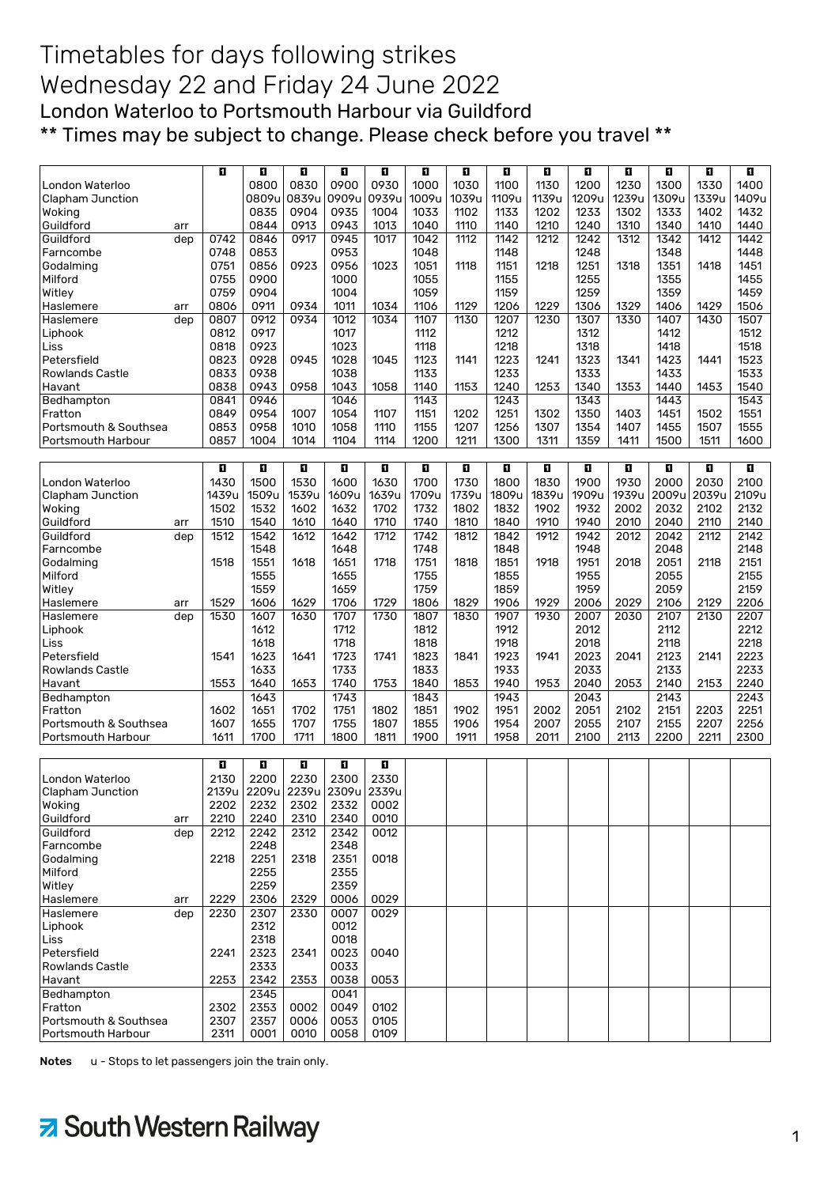# Timetables for days following strikes

# Wednesday 22 and Friday 24 June 2022

## London Waterloo to Portsmouth Harbour via Guildford

### ** Times may be subject to change. Please check before you travel **

| | | 1 | 1 | 1 | 1 | 1 | 1 | 1 | 1 | 1 | 1 | 1 | 1 | 1 | 1 |
|---|---|---|---|---|---|---|---|---|---|---|---|---|---|---|---|
| London Waterloo | | | 0800 | 0830 | 0900 | 0930 | 1000 | 1030 | 1100 | 1130 | 1200 | 1230 | 1300 | 1330 | 1400 |
| Clapham Junction | | | 0809u | 0839u | 0909u | 0939u | 1009u | 1039u | 1109u | 1139u | 1209u | 1239u | 1309u | 1339u | 1409u |
| Woking | | | 0835 | 0904 | 0935 | 1004 | 1033 | 1102 | 1133 | 1202 | 1233 | 1302 | 1333 | 1402 | 1432 |
| Guildford | arr | | 0844 | 0913 | 0943 | 1013 | 1040 | 1110 | 1140 | 1210 | 1240 | 1310 | 1340 | 1410 | 1440 |
| Guildford | dep | 0742 | 0846 | 0917 | 0945 | 1017 | 1042 | 1112 | 1142 | 1212 | 1242 | 1312 | 1342 | 1412 | 1442 |
| Farncombe | | 0748 | 0853 | | 0953 | | 1048 | | 1148 | | 1248 | | 1348 | | 1448 |
| Godalming | | 0751 | 0856 | 0923 | 0956 | 1023 | 1051 | 1118 | 1151 | 1218 | 1251 | 1318 | 1351 | 1418 | 1451 |
| Milford | | 0755 | 0900 | | 1000 | | 1055 | | 1155 | | 1255 | | 1355 | | 1455 |
| Witley | | 0759 | 0904 | | 1004 | | 1059 | | 1159 | | 1259 | | 1359 | | 1459 |
| Haslemere | arr | 0806 | 0911 | 0934 | 1011 | 1034 | 1106 | 1129 | 1206 | 1229 | 1306 | 1329 | 1406 | 1429 | 1506 |
| Haslemere | dep | 0807 | 0912 | 0934 | 1012 | 1034 | 1107 | 1130 | 1207 | 1230 | 1307 | 1330 | 1407 | 1430 | 1507 |
| Liphook | | 0812 | 0917 | | 1017 | | 1112 | | 1212 | | 1312 | | 1412 | | 1512 |
| Liss | | 0818 | 0923 | | 1023 | | 1118 | | 1218 | | 1318 | | 1418 | | 1518 |
| Petersfield | | 0823 | 0928 | 0945 | 1028 | 1045 | 1123 | 1141 | 1223 | 1241 | 1323 | 1341 | 1423 | 1441 | 1523 |
| Rowlands Castle | | 0833 | 0938 | | 1038 | | 1133 | | 1233 | | 1333 | | 1433 | | 1533 |
| Havant | | 0838 | 0943 | 0958 | 1043 | 1058 | 1140 | 1153 | 1240 | 1253 | 1340 | 1353 | 1440 | 1453 | 1540 |
| Bedhampton | | 0841 | 0946 | | 1046 | | 1143 | | 1243 | | 1343 | | 1443 | | 1543 |
| Fratton | | 0849 | 0954 | 1007 | 1054 | 1107 | 1151 | 1202 | 1251 | 1302 | 1350 | 1403 | 1451 | 1502 | 1551 |
| Portsmouth & Southsea | | 0853 | 0958 | 1010 | 1058 | 1110 | 1155 | 1207 | 1256 | 1307 | 1354 | 1407 | 1455 | 1507 | 1555 |
| Portsmouth Harbour | | 0857 | 1004 | 1014 | 1104 | 1114 | 1200 | 1211 | 1300 | 1311 | 1359 | 1411 | 1500 | 1511 | 1600 |

| | | 1 | 1 | 1 | 1 | 1 | 1 | 1 | 1 | 1 | 1 | 1 | 1 | 1 | 1 |
|---|---|---|---|---|---|---|---|---|---|---|---|---|---|---|---|
| London Waterloo | | 1430 | 1500 | 1530 | 1600 | 1630 | 1700 | 1730 | 1800 | 1830 | 1900 | 1930 | 2000 | 2030 | 2100 |
| Clapham Junction | | 1439u | 1509u | 1539u | 1609u | 1639u | 1709u | 1739u | 1809u | 1839u | 1909u | 1939u | 2009u | 2039u | 2109u |
| Woking | | 1502 | 1532 | 1602 | 1632 | 1702 | 1732 | 1802 | 1832 | 1902 | 1932 | 2002 | 2032 | 2102 | 2132 |
| Guildford | arr | 1510 | 1540 | 1610 | 1640 | 1710 | 1740 | 1810 | 1840 | 1910 | 1940 | 2010 | 2040 | 2110 | 2140 |
| Guildford | dep | 1512 | 1542 | 1612 | 1642 | 1712 | 1742 | 1812 | 1842 | 1912 | 1942 | 2012 | 2042 | 2112 | 2142 |
| Farncombe | | | 1548 | | 1648 | | 1748 | | 1848 | | 1948 | | 2048 | | 2148 |
| Godalming | | 1518 | 1551 | 1618 | 1651 | 1718 | 1751 | 1818 | 1851 | 1918 | 1951 | 2018 | 2051 | 2118 | 2151 |
| Milford | | | 1555 | | 1655 | | 1755 | | 1855 | | 1955 | | 2055 | | 2155 |
| Witley | | | 1559 | | 1659 | | 1759 | | 1859 | | 1959 | | 2059 | | 2159 |
| Haslemere | arr | 1529 | 1606 | 1629 | 1706 | 1729 | 1806 | 1829 | 1906 | 1929 | 2006 | 2029 | 2106 | 2129 | 2206 |
| Haslemere | dep | 1530 | 1607 | 1630 | 1707 | 1730 | 1807 | 1830 | 1907 | 1930 | 2007 | 2030 | 2107 | 2130 | 2207 |
| Liphook | | | 1612 | | 1712 | | 1812 | | 1912 | | 2012 | | 2112 | | 2212 |
| Liss | | | 1618 | | 1718 | | 1818 | | 1918 | | 2018 | | 2118 | | 2218 |
| Petersfield | | 1541 | 1623 | 1641 | 1723 | 1741 | 1823 | 1841 | 1923 | 1941 | 2023 | 2041 | 2123 | 2141 | 2223 |
| Rowlands Castle | | | 1633 | | 1733 | | 1833 | | 1933 | | 2033 | | 2133 | | 2233 |
| Havant | | 1553 | 1640 | 1653 | 1740 | 1753 | 1840 | 1853 | 1940 | 1953 | 2040 | 2053 | 2140 | 2153 | 2240 |
| Bedhampton | | | 1643 | | 1743 | | 1843 | | 1943 | | 2043 | | 2143 | | 2243 |
| Fratton | | 1602 | 1651 | 1702 | 1751 | 1802 | 1851 | 1902 | 1951 | 2002 | 2051 | 2102 | 2151 | 2203 | 2251 |
| Portsmouth & Southsea | | 1607 | 1655 | 1707 | 1755 | 1807 | 1855 | 1906 | 1954 | 2007 | 2055 | 2107 | 2155 | 2207 | 2256 |
| Portsmouth Harbour | | 1611 | 1700 | 1711 | 1800 | 1811 | 1900 | 1911 | 1958 | 2011 | 2100 | 2113 | 2200 | 2211 | 2300 |

| | | 1 | 1 | 1 | 1 | 1 |
|---|---|---|---|---|---|---|
| London Waterloo | | 2130 | 2200 | 2230 | 2300 | 2330 |
| Clapham Junction | | 2139u | 2209u | 2239u | 2309u | 2339u |
| Woking | | 2202 | 2232 | 2302 | 2332 | 0002 |
| Guildford | arr | 2210 | 2240 | 2310 | 2340 | 0010 |
| Guildford | dep | 2212 | 2242 | 2312 | 2342 | 0012 |
| Farncombe | | | 2248 | | 2348 | |
| Godalming | | 2218 | 2251 | 2318 | 2351 | 0018 |
| Milford | | | 2255 | | 2355 | |
| Witley | | | 2259 | | 2359 | |
| Haslemere | arr | 2229 | 2306 | 2329 | 0006 | 0029 |
| Haslemere | dep | 2230 | 2307 | 2330 | 0007 | 0029 |
| Liphook | | | 2312 | | 0012 | |
| Liss | | | 2318 | | 0018 | |
| Petersfield | | 2241 | 2323 | 2341 | 0023 | 0040 |
| Rowlands Castle | | | 2333 | | 0033 | |
| Havant | | 2253 | 2342 | 2353 | 0038 | 0053 |
| Bedhampton | | | 2345 | | 0041 | |
| Fratton | | 2302 | 2353 | 0002 | 0049 | 0102 |
| Portsmouth & Southsea | | 2307 | 2357 | 0006 | 0053 | 0105 |
| Portsmouth Harbour | | 2311 | 0001 | 0010 | 0058 | 0109 |

**Notes** u - Stops to let passengers join the train only.

South Western Railway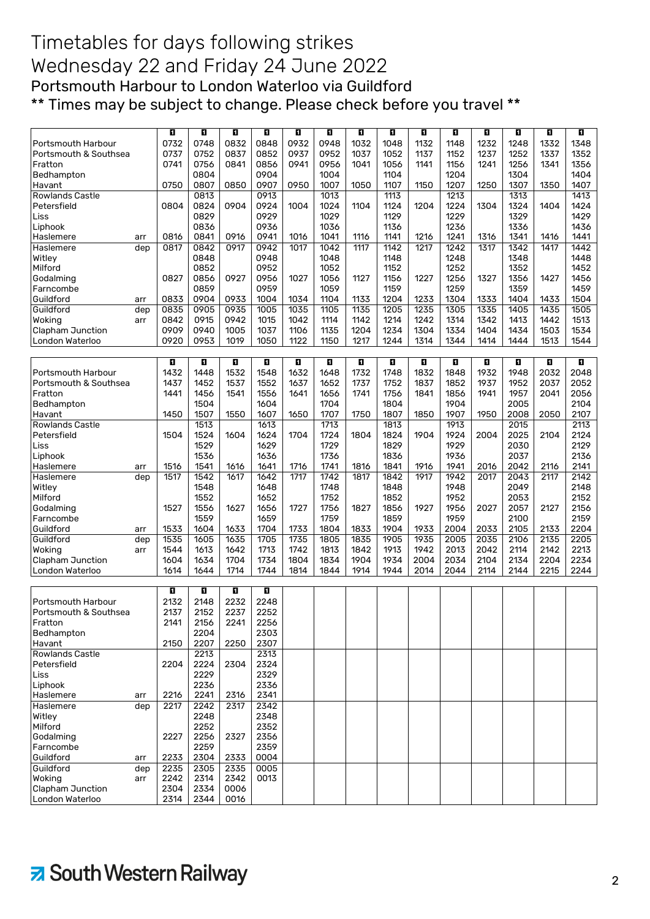# Timetables for days following strikes

# Wednesday 22 and Friday 24 June 2022

## Portsmouth Harbour to London Waterloo via Guildford

## ** Times may be subject to change. Please check before you travel **

| | | 1 | 1 | 1 | 1 | 1 | 1 | 1 | 1 | 1 | 1 | 1 | 1 | 1 | 1 |
|---|---|---|---|---|---|---|---|---|---|---|---|---|---|---|---|
| Portsmouth Harbour | | 0732 | 0748 | 0832 | 0848 | 0932 | 0948 | 1032 | 1048 | 1132 | 1148 | 1232 | 1248 | 1332 | 1348 |
| Portsmouth & Southsea | | 0737 | 0752 | 0837 | 0852 | 0937 | 0952 | 1037 | 1052 | 1137 | 1152 | 1237 | 1252 | 1337 | 1352 |
| Fratton | | 0741 | 0756 | 0841 | 0856 | 0941 | 0956 | 1041 | 1056 | 1141 | 1156 | 1241 | 1256 | 1341 | 1356 |
| Bedhampton | | | 0804 | | 0904 | | 1004 | | 1104 | | 1204 | | 1304 | | 1404 |
| Havant | | 0750 | 0807 | 0850 | 0907 | 0950 | 1007 | 1050 | 1107 | 1150 | 1207 | 1250 | 1307 | 1350 | 1407 |
| Rowlands Castle | | | 0813 | | 0913 | | 1013 | | 1113 | | 1213 | | 1313 | | 1413 |
| Petersfield | | 0804 | 0824 | 0904 | 0924 | 1004 | 1024 | 1104 | 1124 | 1204 | 1224 | 1304 | 1324 | 1404 | 1424 |
| Liss | | | 0829 | | 0929 | | 1029 | | 1129 | | 1229 | | 1329 | | 1429 |
| Liphook | | | 0836 | | 0936 | | 1036 | | 1136 | | 1236 | | 1336 | | 1436 |
| Haslemere | arr | 0816 | 0841 | 0916 | 0941 | 1016 | 1041 | 1116 | 1141 | 1216 | 1241 | 1316 | 1341 | 1416 | 1441 |
| Haslemere | dep | 0817 | 0842 | 0917 | 0942 | 1017 | 1042 | 1117 | 1142 | 1217 | 1242 | 1317 | 1342 | 1417 | 1442 |
| Witley | | | 0848 | | 0948 | | 1048 | | 1148 | | 1248 | | 1348 | | 1448 |
| Milford | | | 0852 | | 0952 | | 1052 | | 1152 | | 1252 | | 1352 | | 1452 |
| Godalming | | 0827 | 0856 | 0927 | 0956 | 1027 | 1056 | 1127 | 1156 | 1227 | 1256 | 1327 | 1356 | 1427 | 1456 |
| Farncombe | | | 0859 | | 0959 | | 1059 | | 1159 | | 1259 | | 1359 | | 1459 |
| Guildford | arr | 0833 | 0904 | 0933 | 1004 | 1034 | 1104 | 1133 | 1204 | 1233 | 1304 | 1333 | 1404 | 1433 | 1504 |
| Guildford | dep | 0835 | 0905 | 0935 | 1005 | 1035 | 1105 | 1135 | 1205 | 1235 | 1305 | 1335 | 1405 | 1435 | 1505 |
| Woking | arr | 0842 | 0915 | 0942 | 1015 | 1042 | 1114 | 1142 | 1214 | 1242 | 1314 | 1342 | 1413 | 1442 | 1513 |
| Clapham Junction | | 0909 | 0940 | 1005 | 1037 | 1106 | 1135 | 1204 | 1234 | 1304 | 1334 | 1404 | 1434 | 1503 | 1534 |
| London Waterloo | | 0920 | 0953 | 1019 | 1050 | 1122 | 1150 | 1217 | 1244 | 1314 | 1344 | 1414 | 1444 | 1513 | 1544 |

| | | 1 | 1 | 1 | 1 | 1 | 1 | 1 | 1 | 1 | 1 | 1 | 1 | 1 | 1 |
|---|---|---|---|---|---|---|---|---|---|---|---|---|---|---|---|
| Portsmouth Harbour | | 1432 | 1448 | 1532 | 1548 | 1632 | 1648 | 1732 | 1748 | 1832 | 1848 | 1932 | 1948 | 2032 | 2048 |
| Portsmouth & Southsea | | 1437 | 1452 | 1537 | 1552 | 1637 | 1652 | 1737 | 1752 | 1837 | 1852 | 1937 | 1952 | 2037 | 2052 |
| Fratton | | 1441 | 1456 | 1541 | 1556 | 1641 | 1656 | 1741 | 1756 | 1841 | 1856 | 1941 | 1957 | 2041 | 2056 |
| Bedhampton | | | 1504 | | 1604 | | 1704 | | 1804 | | 1904 | | 2005 | | 2104 |
| Havant | | 1450 | 1507 | 1550 | 1607 | 1650 | 1707 | 1750 | 1807 | 1850 | 1907 | 1950 | 2008 | 2050 | 2107 |
| Rowlands Castle | | | 1513 | | 1613 | | 1713 | | 1813 | | 1913 | | 2015 | | 2113 |
| Petersfield | | 1504 | 1524 | 1604 | 1624 | 1704 | 1724 | 1804 | 1824 | 1904 | 1924 | 2004 | 2025 | 2104 | 2124 |
| Liss | | | 1529 | | 1629 | | 1729 | | 1829 | | 1929 | | 2030 | | 2129 |
| Liphook | | | 1536 | | 1636 | | 1736 | | 1836 | | 1936 | | 2037 | | 2136 |
| Haslemere | arr | 1516 | 1541 | 1616 | 1641 | 1716 | 1741 | 1816 | 1841 | 1916 | 1941 | 2016 | 2042 | 2116 | 2141 |
| Haslemere | dep | 1517 | 1542 | 1617 | 1642 | 1717 | 1742 | 1817 | 1842 | 1917 | 1942 | 2017 | 2043 | 2117 | 2142 |
| Witley | | | 1548 | | 1648 | | 1748 | | 1848 | | 1948 | | 2049 | | 2148 |
| Milford | | | 1552 | | 1652 | | 1752 | | 1852 | | 1952 | | 2053 | | 2152 |
| Godalming | | 1527 | 1556 | 1627 | 1656 | 1727 | 1756 | 1827 | 1856 | 1927 | 1956 | 2027 | 2057 | 2127 | 2156 |
| Farncombe | | | 1559 | | 1659 | | 1759 | | 1859 | | 1959 | | 2100 | | 2159 |
| Guildford | arr | 1533 | 1604 | 1633 | 1704 | 1733 | 1804 | 1833 | 1904 | 1933 | 2004 | 2033 | 2105 | 2133 | 2204 |
| Guildford | dep | 1535 | 1605 | 1635 | 1705 | 1735 | 1805 | 1835 | 1905 | 1935 | 2005 | 2035 | 2106 | 2135 | 2205 |
| Woking | arr | 1544 | 1613 | 1642 | 1713 | 1742 | 1813 | 1842 | 1913 | 1942 | 2013 | 2042 | 2114 | 2142 | 2213 |
| Clapham Junction | | 1604 | 1634 | 1704 | 1734 | 1804 | 1834 | 1904 | 1934 | 2004 | 2034 | 2104 | 2134 | 2204 | 2234 |
| London Waterloo | | 1614 | 1644 | 1714 | 1744 | 1814 | 1844 | 1914 | 1944 | 2014 | 2044 | 2114 | 2144 | 2215 | 2244 |

| | | 1 | 1 | 1 | 1 |
|---|---|---|---|---|---|
| Portsmouth Harbour | | 2132 | 2148 | 2232 | 2248 |
| Portsmouth & Southsea | | 2137 | 2152 | 2237 | 2252 |
| Fratton | | 2141 | 2156 | 2241 | 2256 |
| Bedhampton | | | 2204 | | 2303 |
| Havant | | 2150 | 2207 | 2250 | 2307 |
| Rowlands Castle | | | 2213 | | 2313 |
| Petersfield | | 2204 | 2224 | 2304 | 2324 |
| Liss | | | 2229 | | 2329 |
| Liphook | | | 2236 | | 2336 |
| Haslemere | arr | 2216 | 2241 | 2316 | 2341 |
| Haslemere | dep | 2217 | 2242 | 2317 | 2342 |
| Witley | | | 2248 | | 2348 |
| Milford | | | 2252 | | 2352 |
| Godalming | | 2227 | 2256 | 2327 | 2356 |
| Farncombe | | | 2259 | | 2359 |
| Guildford | arr | 2233 | 2304 | 2333 | 0004 |
| Guildford | dep | 2235 | 2305 | 2335 | 0005 |
| Woking | arr | 2242 | 2314 | 2342 | 0013 |
| Clapham Junction | | 2304 | 2334 | 0006 | |
| London Waterloo | | 2314 | 2344 | 0016 | |

South Western Railway